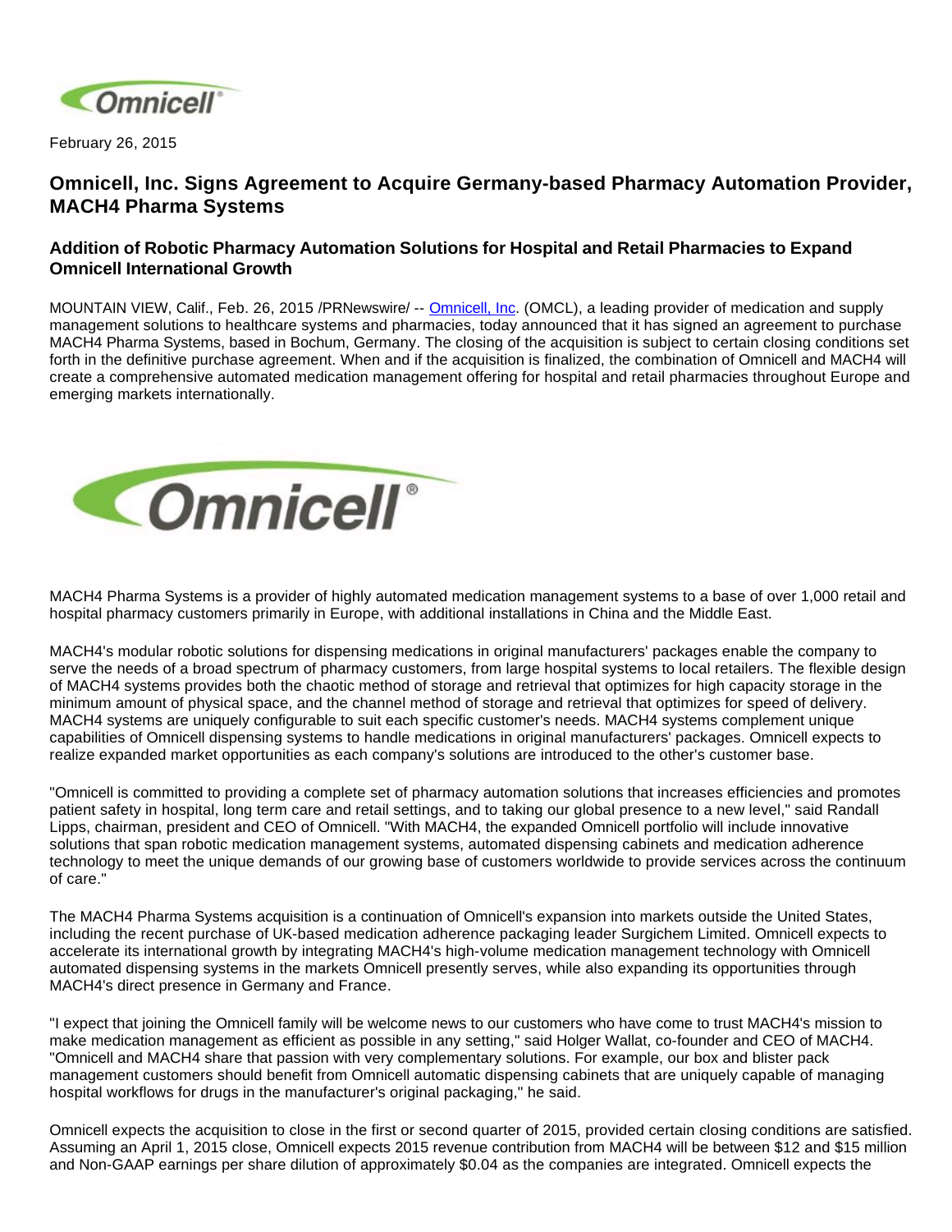February 26, 2015

# Omnicell, Inc. Signs Agreement to Acquire Germany-based Pharmacy Automation Provider, MACH4 Pharma Systems

## Addition of Robotic Pharmacy Automation Solutions for Hospital and Retail Pharmacies to Expand Omnicell International Growth

MOUNTAIN VIEW, Calif., Feb. 26, 2015 /PRNewswire/ -- Omnicell, Inc. (OMCL), a leading provider of medication and supply management solutions to healthcare systems and pharmacies, today announced that it has signed an agreement to purchase MACH4 Pharma Systems, based in Bochum, Germany. The closing of the acquisition is subject to certain closing conditions set forth in the definitive purchase agreement. When and if the acquisition is finalized, the combination of Omnicell and MACH4 will create a comprehensive automated medication management offering for hospital and retail pharmacies throughout Europe and emerging markets internationally.

MACH4 Pharma Systems is a provider of highly automated medication management systems to a base of over 1,000 retail and hospital pharmacy customers primarily in Europe, with additional installations in China and the Middle East.

MACH4's modular robotic solutions for dispensing medications in original manufacturers' packages enable the company to serve the needs of a broad spectrum of pharmacy customers, from large hospital systems to local retailers. The flexible design of MACH4 systems provides both the chaotic method of storage and retrieval that optimizes for high capacity storage in the minimum amount of physical space, and the channel method of storage and retrieval that optimizes for speed of delivery. MACH4 systems are uniquely configurable to suit each specific customer's needs. MACH4 systems complement unique capabilities of Omnicell dispensing systems to handle medications in original manufacturers' packages. Omnicell expects to realize expanded market opportunities as each company's solutions are introduced to the other's customer base.

"Omnicell is committed to providing a complete set of pharmacy automation solutions that increases efficiencies and promotes patient safety in hospital, long term care and retail settings, and to taking our global presence to a new level," said Randall Lipps, chairman, president and CEO of Omnicell. "With MACH4, the expanded Omnicell portfolio will include innovative solutions that span robotic medication management systems, automated dispensing cabinets and medication adherence technology to meet the unique demands of our growing base of customers worldwide to provide services across the continuum of care."

The MACH4 Pharma Systems acquisition is a continuation of Omnicell's expansion into markets outside the United States, including the recent purchase of UK-based medication adherence packaging leader Surgichem Limited. Omnicell expects to accelerate its international growth by integrating MACH4's high-volume medication management technology with Omnicell automated dispensing systems in the markets Omnicell presently serves, while also expanding its opportunities through MACH4's direct presence in Germany and France.

"I expect that joining the Omnicell family will be welcome news to our customers who have come to trust MACH4's mission to make medication management as efficient as possible in any setting," said Holger Wallat, co-founder and CEO of MACH4. "Omnicell and MACH4 share that passion with very complementary solutions. For example, our box and blister pack management customers should benefit from Omnicell automatic dispensing cabinets that are uniquely capable of managing hospital workflows for drugs in the manufacturer's original packaging," he said.

Omnicell expects the acquisition to close in the first or second quarter of 2015, provided certain closing conditions are satisfied. Assuming an April 1, 2015 close, Omnicell expects 2015 revenue contribution from MACH4 will be between $12 and $15 million and Non-GAAP earnings per share dilution of approximately $0.04 as the companies are integrated. Omnicell expects the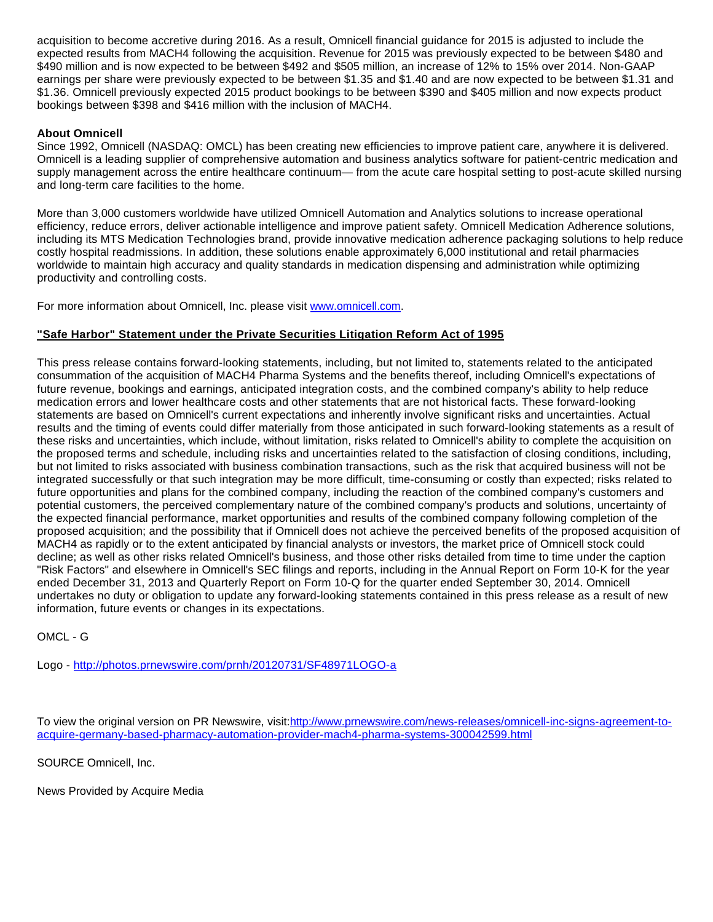acquisition to become accretive during 2016. As a result, Omnicell financial guidance for 2015 is adjusted to include the expected results from MACH4 following the acquisition. Revenue for 2015 was previously expected to be between $480 and $490 million and is now expected to be between $492 and $505 million, an increase of 12% to 15% over 2014. Non-GAAP earnings per share were previously expected to be between $1.35 and $1.40 and are now expected to be between $1.31 and $1.36. Omnicell previously expected 2015 product bookings to be between $390 and $405 million and now expects product bookings between $398 and $416 million with the inclusion of MACH4.

**About Omnicell**
Since 1992, Omnicell (NASDAQ: OMCL) has been creating new efficiencies to improve patient care, anywhere it is delivered. Omnicell is a leading supplier of comprehensive automation and business analytics software for patient-centric medication and supply management across the entire healthcare continuum— from the acute care hospital setting to post-acute skilled nursing and long-term care facilities to the home.

More than 3,000 customers worldwide have utilized Omnicell Automation and Analytics solutions to increase operational efficiency, reduce errors, deliver actionable intelligence and improve patient safety. Omnicell Medication Adherence solutions, including its MTS Medication Technologies brand, provide innovative medication adherence packaging solutions to help reduce costly hospital readmissions. In addition, these solutions enable approximately 6,000 institutional and retail pharmacies worldwide to maintain high accuracy and quality standards in medication dispensing and administration while optimizing productivity and controlling costs.

For more information about Omnicell, Inc. please visit [www.omnicell.com](http://www.omnicell.com).

**"Safe Harbor" Statement under the Private Securities Litigation Reform Act of 1995**

This press release contains forward-looking statements, including, but not limited to, statements related to the anticipated consummation of the acquisition of MACH4 Pharma Systems and the benefits thereof, including Omnicell's expectations of future revenue, bookings and earnings, anticipated integration costs, and the combined company's ability to help reduce medication errors and lower healthcare costs and other statements that are not historical facts. These forward-looking statements are based on Omnicell's current expectations and inherently involve significant risks and uncertainties. Actual results and the timing of events could differ materially from those anticipated in such forward-looking statements as a result of these risks and uncertainties, which include, without limitation, risks related to Omnicell's ability to complete the acquisition on the proposed terms and schedule, including risks and uncertainties related to the satisfaction of closing conditions, including, but not limited to risks associated with business combination transactions, such as the risk that acquired business will not be integrated successfully or that such integration may be more difficult, time-consuming or costly than expected; risks related to future opportunities and plans for the combined company, including the reaction of the combined company's customers and potential customers, the perceived complementary nature of the combined company's products and solutions, uncertainty of the expected financial performance, market opportunities and results of the combined company following completion of the proposed acquisition; and the possibility that if Omnicell does not achieve the perceived benefits of the proposed acquisition of MACH4 as rapidly or to the extent anticipated by financial analysts or investors, the market price of Omnicell stock could decline; as well as other risks related Omnicell's business, and those other risks detailed from time to time under the caption "Risk Factors" and elsewhere in Omnicell's SEC filings and reports, including in the Annual Report on Form 10-K for the year ended December 31, 2013 and Quarterly Report on Form 10-Q for the quarter ended September 30, 2014. Omnicell undertakes no duty or obligation to update any forward-looking statements contained in this press release as a result of new information, future events or changes in its expectations.

OMCL - G

Logo - http://photos.prnewswire.com/prnh/20120731/SF48971LOGO-a

To view the original version on PR Newswire, visit:http://www.prnewswire.com/news-releases/omnicell-inc-signs-agreement-to-acquire-germany-based-pharmacy-automation-provider-mach4-pharma-systems-300042599.html

SOURCE Omnicell, Inc.

News Provided by Acquire Media